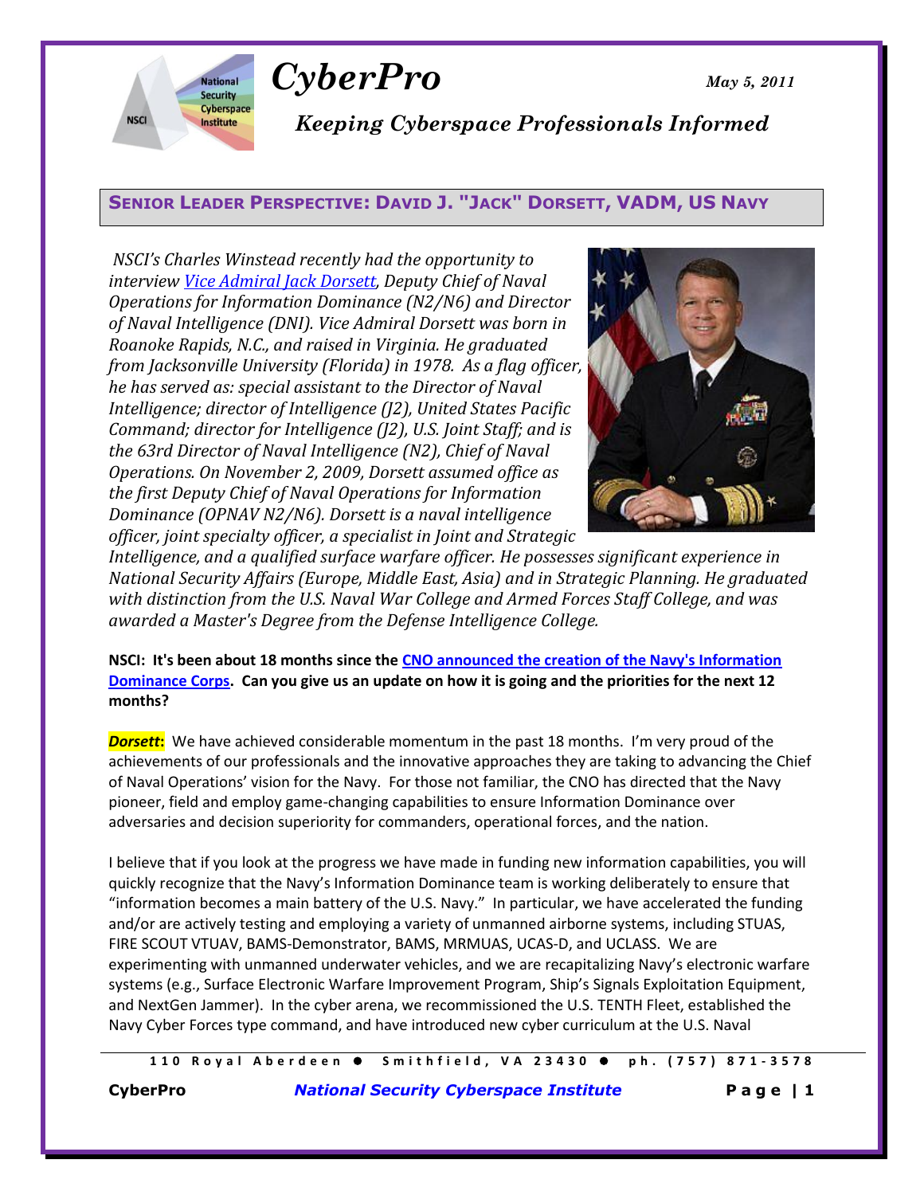# CyberPro

May 5, 2011

*Keeping Cyberspace Professionals Informed*

## SENIOR LEADER PERSPECTIVE: DAVID J. "JACK" DORSETT, VADM, US NAVY

*NSCI's Charles Winstead recently had the opportunity to interview Vice Admiral Jack Dorsett, Deputy Chief of Naval Operations for Information Dominance (N2/N6) and Director of Naval Intelligence (DNI). Vice Admiral Dorsett was born in Roanoke Rapids, N.C., and raised in Virginia. He graduated from Jacksonville University (Florida) in 1978. As a flag officer, he has served as: special assistant to the Director of Naval Intelligence; director of Intelligence (J2), United States Pacific Command; director for Intelligence (J2), U.S. Joint Staff; and is the 63rd Director of Naval Intelligence (N2), Chief of Naval Operations. On November 2, 2009, Dorsett assumed office as the first Deputy Chief of Naval Operations for Information Dominance (OPNAV N2/N6). Dorsett is a naval intelligence officer, joint specialty officer, a specialist in Joint and Strategic Intelligence, and a qualified surface warfare officer. He possesses significant experience in National Security Affairs (Europe, Middle East, Asia) and in Strategic Planning. He graduated with distinction from the U.S. Naval War College and Armed Forces Staff College, and was awarded a Master's Degree from the Defense Intelligence College.*

**NSCI: It's been about 18 months since the CNO announced the creation of the Navy's Information Dominance Corps. Can you give us an update on how it is going and the priorities for the next 12 months?**

***Dorsett*:** We have achieved considerable momentum in the past 18 months. I'm very proud of the achievements of our professionals and the innovative approaches they are taking to advancing the Chief of Naval Operations' vision for the Navy. For those not familiar, the CNO has directed that the Navy pioneer, field and employ game-changing capabilities to ensure Information Dominance over adversaries and decision superiority for commanders, operational forces, and the nation.

I believe that if you look at the progress we have made in funding new information capabilities, you will quickly recognize that the Navy's Information Dominance team is working deliberately to ensure that "information becomes a main battery of the U.S. Navy." In particular, we have accelerated the funding and/or are actively testing and employing a variety of unmanned airborne systems, including STUAS, FIRE SCOUT VTUAV, BAMS-Demonstrator, BAMS, MRMUAS, UCAS-D, and UCLASS. We are experimenting with unmanned underwater vehicles, and we are recapitalizing Navy's electronic warfare systems (e.g., Surface Electronic Warfare Improvement Program, Ship's Signals Exploitation Equipment, and NextGen Jammer). In the cyber arena, we recommissioned the U.S. TENTH Fleet, established the Navy Cyber Forces type command, and have introduced new cyber curriculum at the U.S. Naval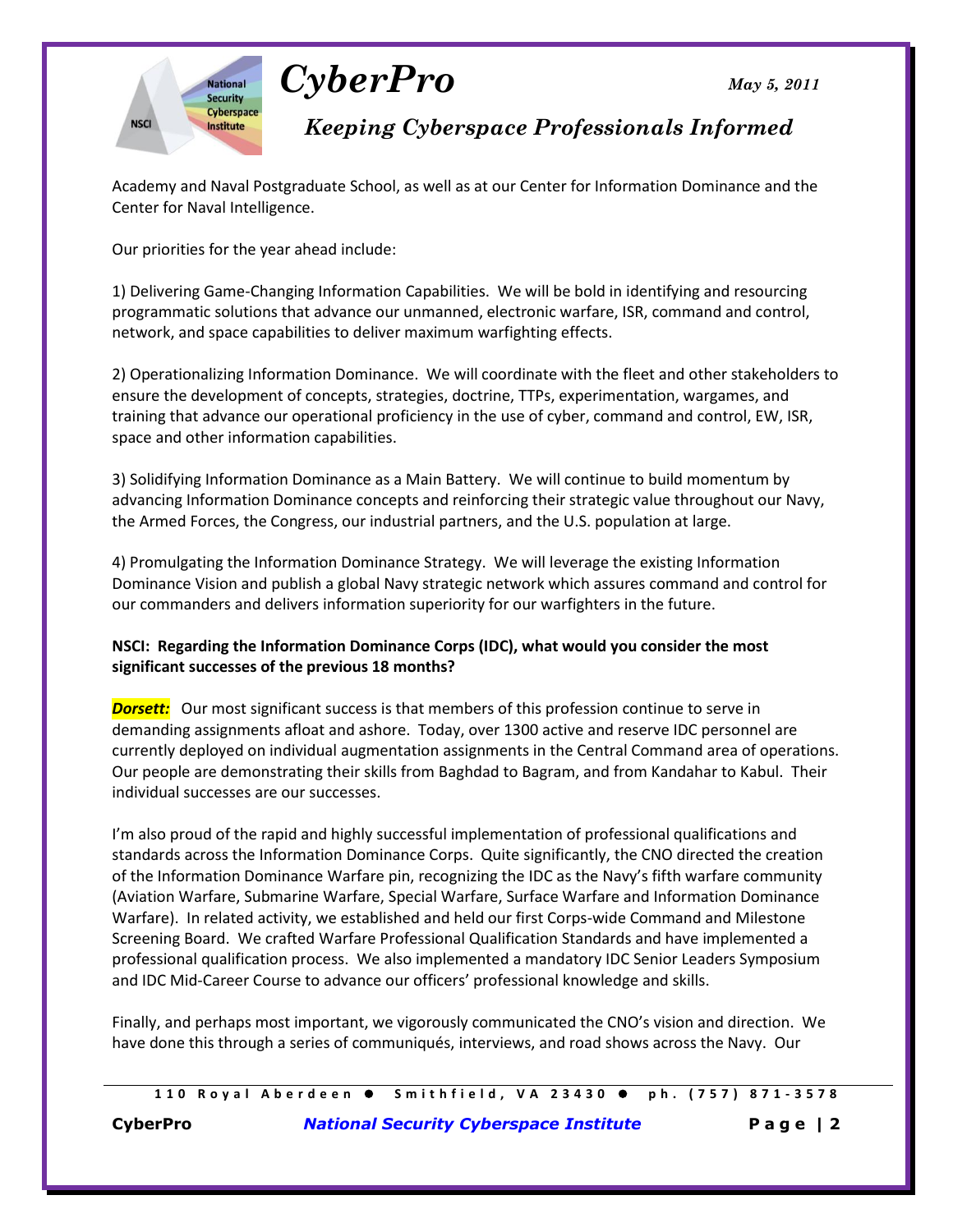Academy and Naval Postgraduate School, as well as at our Center for Information Dominance and the Center for Naval Intelligence.

Our priorities for the year ahead include:

1) Delivering Game-Changing Information Capabilities. We will be bold in identifying and resourcing programmatic solutions that advance our unmanned, electronic warfare, ISR, command and control, network, and space capabilities to deliver maximum warfighting effects.

2) Operationalizing Information Dominance. We will coordinate with the fleet and other stakeholders to ensure the development of concepts, strategies, doctrine, TTPs, experimentation, wargames, and training that advance our operational proficiency in the use of cyber, command and control, EW, ISR, space and other information capabilities.

3) Solidifying Information Dominance as a Main Battery. We will continue to build momentum by advancing Information Dominance concepts and reinforcing their strategic value throughout our Navy, the Armed Forces, the Congress, our industrial partners, and the U.S. population at large.

4) Promulgating the Information Dominance Strategy. We will leverage the existing Information Dominance Vision and publish a global Navy strategic network which assures command and control for our commanders and delivers information superiority for our warfighters in the future.

**NSCI: Regarding the Information Dominance Corps (IDC), what would you consider the most significant successes of the previous 18 months?**

***Dorsett:*** Our most significant success is that members of this profession continue to serve in demanding assignments afloat and ashore. Today, over 1300 active and reserve IDC personnel are currently deployed on individual augmentation assignments in the Central Command area of operations. Our people are demonstrating their skills from Baghdad to Bagram, and from Kandahar to Kabul. Their individual successes are our successes.

I'm also proud of the rapid and highly successful implementation of professional qualifications and standards across the Information Dominance Corps. Quite significantly, the CNO directed the creation of the Information Dominance Warfare pin, recognizing the IDC as the Navy's fifth warfare community (Aviation Warfare, Submarine Warfare, Special Warfare, Surface Warfare and Information Dominance Warfare). In related activity, we established and held our first Corps-wide Command and Milestone Screening Board. We crafted Warfare Professional Qualification Standards and have implemented a professional qualification process. We also implemented a mandatory IDC Senior Leaders Symposium and IDC Mid-Career Course to advance our officers' professional knowledge and skills.

Finally, and perhaps most important, we vigorously communicated the CNO's vision and direction. We have done this through a series of communiqués, interviews, and road shows across the Navy. Our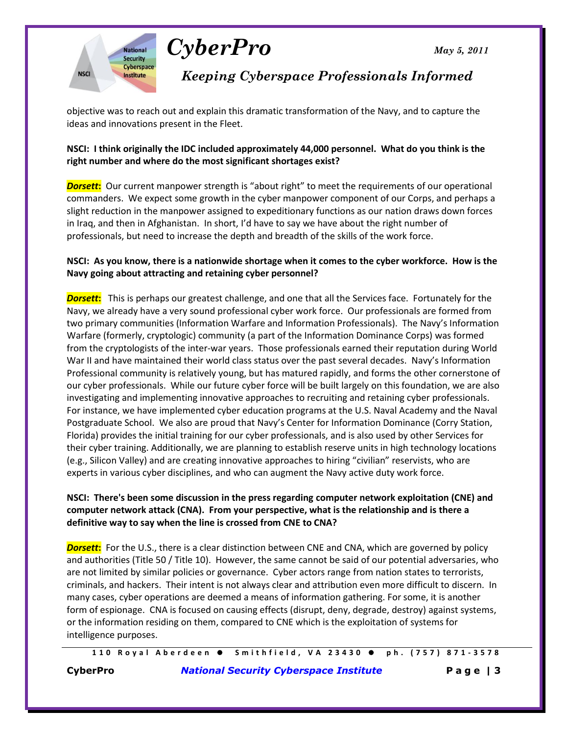objective was to reach out and explain this dramatic transformation of the Navy, and to capture the ideas and innovations present in the Fleet.

**NSCI: I think originally the IDC included approximately 44,000 personnel. What do you think is the right number and where do the most significant shortages exist?**

***Dorsett*:** Our current manpower strength is "about right" to meet the requirements of our operational commanders. We expect some growth in the cyber manpower component of our Corps, and perhaps a slight reduction in the manpower assigned to expeditionary functions as our nation draws down forces in Iraq, and then in Afghanistan. In short, I'd have to say we have about the right number of professionals, but need to increase the depth and breadth of the skills of the work force.

**NSCI: As you know, there is a nationwide shortage when it comes to the cyber workforce. How is the Navy going about attracting and retaining cyber personnel?**

***Dorsett*:** This is perhaps our greatest challenge, and one that all the Services face. Fortunately for the Navy, we already have a very sound professional cyber work force. Our professionals are formed from two primary communities (Information Warfare and Information Professionals). The Navy's Information Warfare (formerly, cryptologic) community (a part of the Information Dominance Corps) was formed from the cryptologists of the inter-war years. Those professionals earned their reputation during World War II and have maintained their world class status over the past several decades. Navy's Information Professional community is relatively young, but has matured rapidly, and forms the other cornerstone of our cyber professionals. While our future cyber force will be built largely on this foundation, we are also investigating and implementing innovative approaches to recruiting and retaining cyber professionals. For instance, we have implemented cyber education programs at the U.S. Naval Academy and the Naval Postgraduate School. We also are proud that Navy's Center for Information Dominance (Corry Station, Florida) provides the initial training for our cyber professionals, and is also used by other Services for their cyber training. Additionally, we are planning to establish reserve units in high technology locations (e.g., Silicon Valley) and are creating innovative approaches to hiring "civilian" reservists, who are experts in various cyber disciplines, and who can augment the Navy active duty work force.

**NSCI: There's been some discussion in the press regarding computer network exploitation (CNE) and computer network attack (CNA). From your perspective, what is the relationship and is there a definitive way to say when the line is crossed from CNE to CNA?**

***Dorsett*:** For the U.S., there is a clear distinction between CNE and CNA, which are governed by policy and authorities (Title 50 / Title 10). However, the same cannot be said of our potential adversaries, who are not limited by similar policies or governance. Cyber actors range from nation states to terrorists, criminals, and hackers. Their intent is not always clear and attribution even more difficult to discern. In many cases, cyber operations are deemed a means of information gathering. For some, it is another form of espionage. CNA is focused on causing effects (disrupt, deny, degrade, destroy) against systems, or the information residing on them, compared to CNE which is the exploitation of systems for intelligence purposes.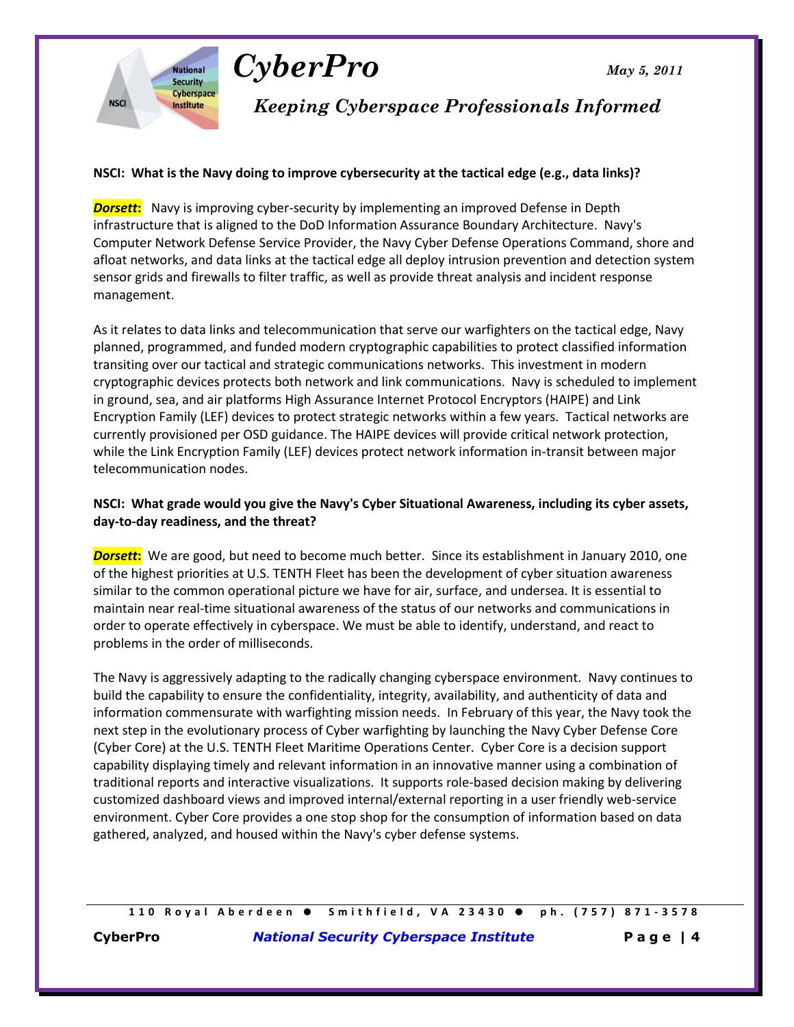**NSCI: What is the Navy doing to improve cybersecurity at the tactical edge (e.g., data links)?**

***Dorsett*:** Navy is improving cyber-security by implementing an improved Defense in Depth infrastructure that is aligned to the DoD Information Assurance Boundary Architecture. Navy's Computer Network Defense Service Provider, the Navy Cyber Defense Operations Command, shore and afloat networks, and data links at the tactical edge all deploy intrusion prevention and detection system sensor grids and firewalls to filter traffic, as well as provide threat analysis and incident response management.

As it relates to data links and telecommunication that serve our warfighters on the tactical edge, Navy planned, programmed, and funded modern cryptographic capabilities to protect classified information transiting over our tactical and strategic communications networks. This investment in modern cryptographic devices protects both network and link communications. Navy is scheduled to implement in ground, sea, and air platforms High Assurance Internet Protocol Encryptors (HAIPE) and Link Encryption Family (LEF) devices to protect strategic networks within a few years. Tactical networks are currently provisioned per OSD guidance. The HAIPE devices will provide critical network protection, while the Link Encryption Family (LEF) devices protect network information in-transit between major telecommunication nodes.

**NSCI: What grade would you give the Navy's Cyber Situational Awareness, including its cyber assets, day-to-day readiness, and the threat?**

***Dorsett*:** We are good, but need to become much better. Since its establishment in January 2010, one of the highest priorities at U.S. TENTH Fleet has been the development of cyber situation awareness similar to the common operational picture we have for air, surface, and undersea. It is essential to maintain near real-time situational awareness of the status of our networks and communications in order to operate effectively in cyberspace. We must be able to identify, understand, and react to problems in the order of milliseconds.

The Navy is aggressively adapting to the radically changing cyberspace environment. Navy continues to build the capability to ensure the confidentiality, integrity, availability, and authenticity of data and information commensurate with warfighting mission needs. In February of this year, the Navy took the next step in the evolutionary process of Cyber warfighting by launching the Navy Cyber Defense Core (Cyber Core) at the U.S. TENTH Fleet Maritime Operations Center. Cyber Core is a decision support capability displaying timely and relevant information in an innovative manner using a combination of traditional reports and interactive visualizations. It supports role-based decision making by delivering customized dashboard views and improved internal/external reporting in a user friendly web-service environment. Cyber Core provides a one stop shop for the consumption of information based on data gathered, analyzed, and housed within the Navy's cyber defense systems.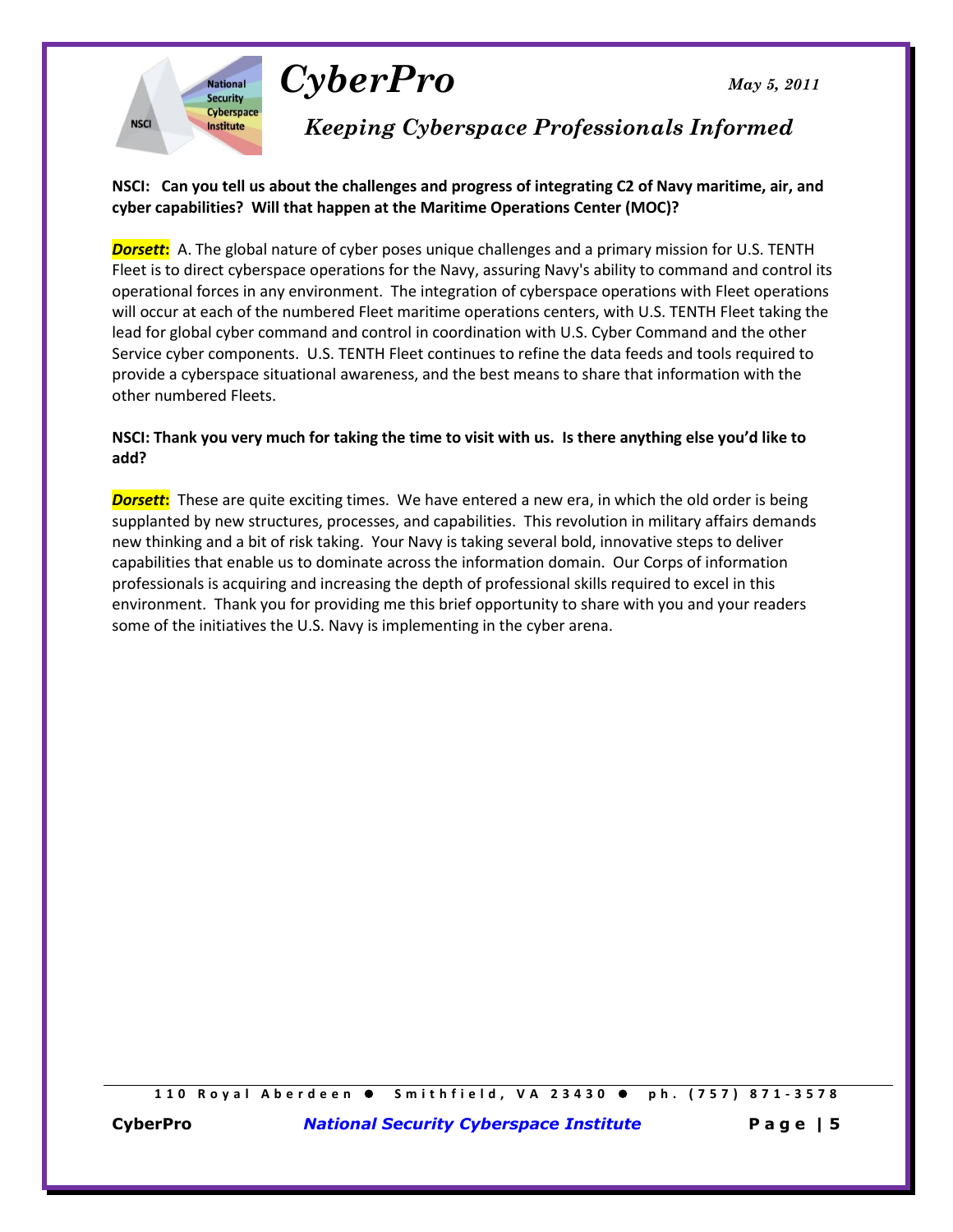**NSCI: Can you tell us about the challenges and progress of integrating C2 of Navy maritime, air, and cyber capabilities? Will that happen at the Maritime Operations Center (MOC)?**

***Dorsett*:** A. The global nature of cyber poses unique challenges and a primary mission for U.S. TENTH Fleet is to direct cyberspace operations for the Navy, assuring Navy's ability to command and control its operational forces in any environment. The integration of cyberspace operations with Fleet operations will occur at each of the numbered Fleet maritime operations centers, with U.S. TENTH Fleet taking the lead for global cyber command and control in coordination with U.S. Cyber Command and the other Service cyber components. U.S. TENTH Fleet continues to refine the data feeds and tools required to provide a cyberspace situational awareness, and the best means to share that information with the other numbered Fleets.

**NSCI: Thank you very much for taking the time to visit with us. Is there anything else you'd like to add?**

***Dorsett*:** These are quite exciting times. We have entered a new era, in which the old order is being supplanted by new structures, processes, and capabilities. This revolution in military affairs demands new thinking and a bit of risk taking. Your Navy is taking several bold, innovative steps to deliver capabilities that enable us to dominate across the information domain. Our Corps of information professionals is acquiring and increasing the depth of professional skills required to excel in this environment. Thank you for providing me this brief opportunity to share with you and your readers some of the initiatives the U.S. Navy is implementing in the cyber arena.